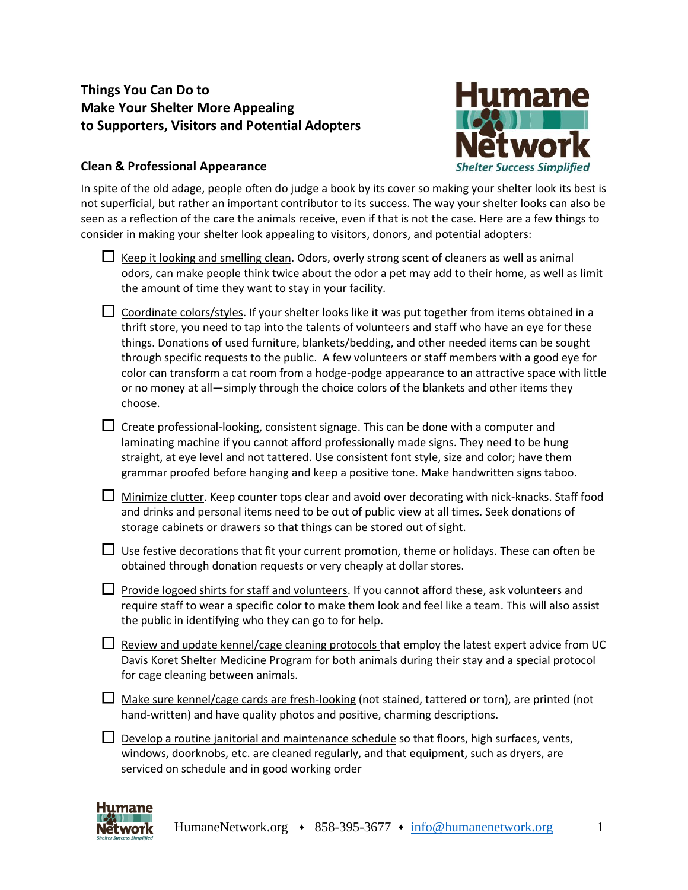# Things You Can Do to Make Your Shelter More Appealing to Supporters, Visitors and Potential Adopters

## Clean & Professional Appearance

In spite of the old adage, people often do judge a book by its cover so making your shelter look its best is not superficial, but rather an important contributor to its success. The way your shelter looks can also be seen as a reflection of the care the animals receive, even if that is not the case. Here are a few things to consider in making your shelter look appealing to visitors, donors, and potential adopters:

- ☐ Keep it looking and smelling clean. Odors, overly strong scent of cleaners as well as animal odors, can make people think twice about the odor a pet may add to their home, as well as limit the amount of time they want to stay in your facility.
- ☐ Coordinate colors/styles. If your shelter looks like it was put together from items obtained in a thrift store, you need to tap into the talents of volunteers and staff who have an eye for these things. Donations of used furniture, blankets/bedding, and other needed items can be sought through specific requests to the public. A few volunteers or staff members with a good eye for color can transform a cat room from a hodge-podge appearance to an attractive space with little or no money at all—simply through the choice colors of the blankets and other items they choose.
- ☐ Create professional-looking, consistent signage. This can be done with a computer and laminating machine if you cannot afford professionally made signs. They need to be hung straight, at eye level and not tattered. Use consistent font style, size and color; have them grammar proofed before hanging and keep a positive tone. Make handwritten signs taboo.
- ☐ Minimize clutter. Keep counter tops clear and avoid over decorating with nick-knacks. Staff food and drinks and personal items need to be out of public view at all times. Seek donations of storage cabinets or drawers so that things can be stored out of sight.
- ☐ Use festive decorations that fit your current promotion, theme or holidays. These can often be obtained through donation requests or very cheaply at dollar stores.
- ☐ Provide logoed shirts for staff and volunteers. If you cannot afford these, ask volunteers and require staff to wear a specific color to make them look and feel like a team. This will also assist the public in identifying who they can go to for help.
- ☐ Review and update kennel/cage cleaning protocols that employ the latest expert advice from UC Davis Koret Shelter Medicine Program for both animals during their stay and a special protocol for cage cleaning between animals.
- ☐ Make sure kennel/cage cards are fresh-looking (not stained, tattered or torn), are printed (not hand-written) and have quality photos and positive, charming descriptions.
- ☐ Develop a routine janitorial and maintenance schedule so that floors, high surfaces, vents, windows, doorknobs, etc. are cleaned regularly, and that equipment, such as dryers, are serviced on schedule and in good working order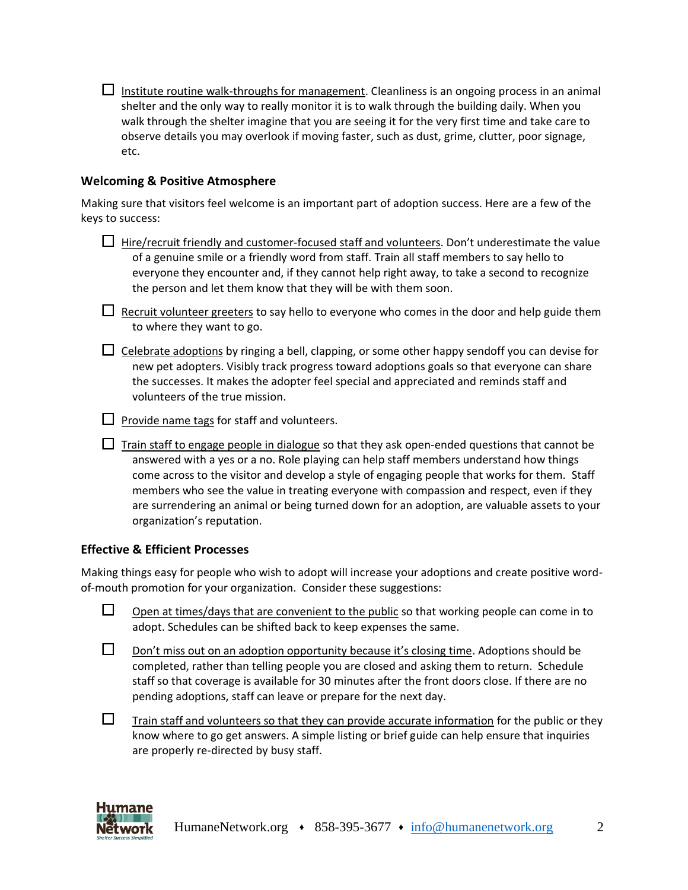- [ ] Institute routine walk-throughs for management. Cleanliness is an ongoing process in an animal shelter and the only way to really monitor it is to walk through the building daily. When you walk through the shelter imagine that you are seeing it for the very first time and take care to observe details you may overlook if moving faster, such as dust, grime, clutter, poor signage, etc.

### Welcoming & Positive Atmosphere

Making sure that visitors feel welcome is an important part of adoption success. Here are a few of the keys to success:

- [ ] Hire/recruit friendly and customer-focused staff and volunteers. Don't underestimate the value of a genuine smile or a friendly word from staff. Train all staff members to say hello to everyone they encounter and, if they cannot help right away, to take a second to recognize the person and let them know that they will be with them soon.
- [ ] Recruit volunteer greeters to say hello to everyone who comes in the door and help guide them to where they want to go.
- [ ] Celebrate adoptions by ringing a bell, clapping, or some other happy sendoff you can devise for new pet adopters. Visibly track progress toward adoptions goals so that everyone can share the successes. It makes the adopter feel special and appreciated and reminds staff and volunteers of the true mission.
- [ ] Provide name tags for staff and volunteers.
- [ ] Train staff to engage people in dialogue so that they ask open-ended questions that cannot be answered with a yes or a no. Role playing can help staff members understand how things come across to the visitor and develop a style of engaging people that works for them. Staff members who see the value in treating everyone with compassion and respect, even if they are surrendering an animal or being turned down for an adoption, are valuable assets to your organization's reputation.

### Effective & Efficient Processes

Making things easy for people who wish to adopt will increase your adoptions and create positive word-of-mouth promotion for your organization. Consider these suggestions:

- [ ] Open at times/days that are convenient to the public so that working people can come in to adopt. Schedules can be shifted back to keep expenses the same.
- [ ] Don't miss out on an adoption opportunity because it's closing time. Adoptions should be completed, rather than telling people you are closed and asking them to return. Schedule staff so that coverage is available for 30 minutes after the front doors close. If there are no pending adoptions, staff can leave or prepare for the next day.
- [ ] Train staff and volunteers so that they can provide accurate information for the public or they know where to go get answers. A simple listing or brief guide can help ensure that inquiries are properly re-directed by busy staff.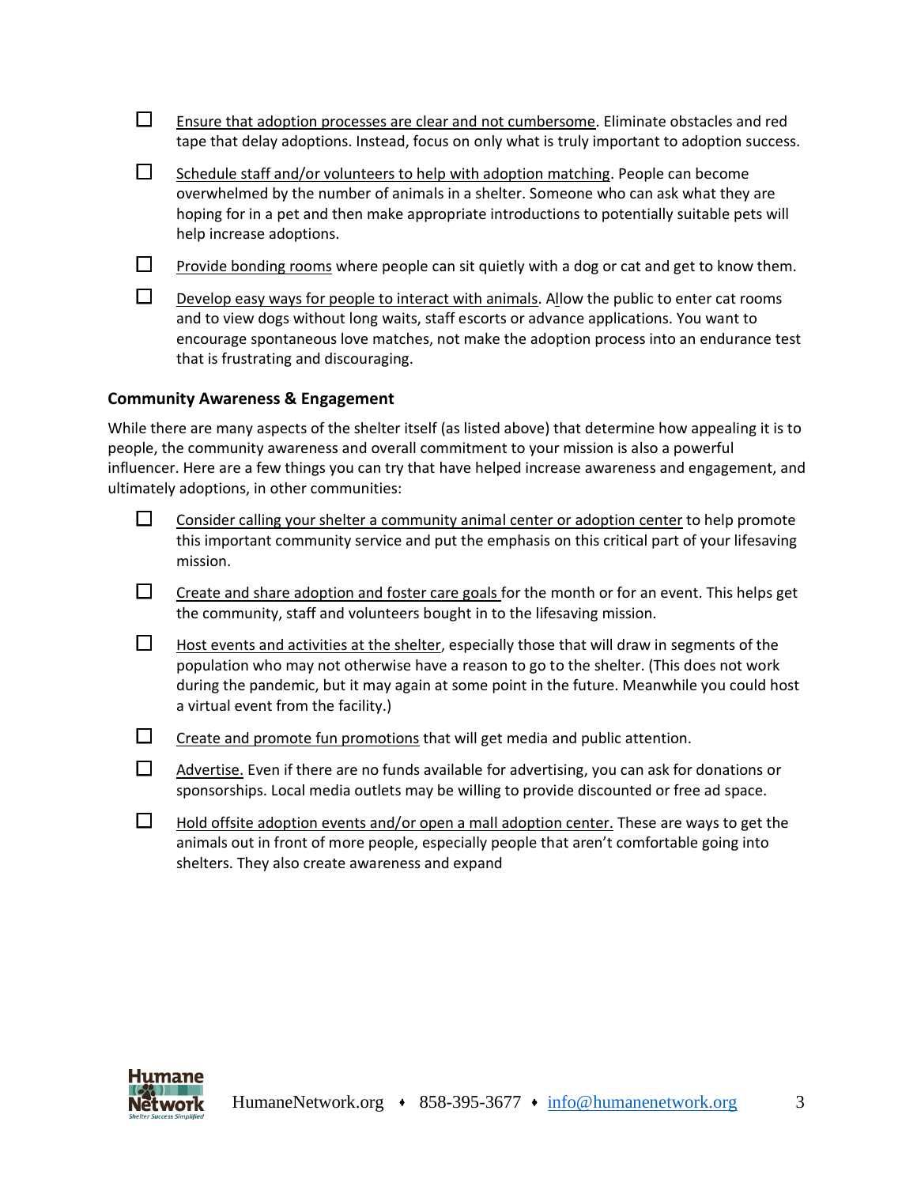- ☐ Ensure that adoption processes are clear and not cumbersome. Eliminate obstacles and red tape that delay adoptions. Instead, focus on only what is truly important to adoption success.
- ☐ Schedule staff and/or volunteers to help with adoption matching. People can become overwhelmed by the number of animals in a shelter. Someone who can ask what they are hoping for in a pet and then make appropriate introductions to potentially suitable pets will help increase adoptions.
- ☐ Provide bonding rooms where people can sit quietly with a dog or cat and get to know them.
- ☐ Develop easy ways for people to interact with animals. Allow the public to enter cat rooms and to view dogs without long waits, staff escorts or advance applications. You want to encourage spontaneous love matches, not make the adoption process into an endurance test that is frustrating and discouraging.

### Community Awareness & Engagement

While there are many aspects of the shelter itself (as listed above) that determine how appealing it is to people, the community awareness and overall commitment to your mission is also a powerful influencer. Here are a few things you can try that have helped increase awareness and engagement, and ultimately adoptions, in other communities:

- ☐ Consider calling your shelter a community animal center or adoption center to help promote this important community service and put the emphasis on this critical part of your lifesaving mission.
- ☐ Create and share adoption and foster care goals for the month or for an event. This helps get the community, staff and volunteers bought in to the lifesaving mission.
- ☐ Host events and activities at the shelter, especially those that will draw in segments of the population who may not otherwise have a reason to go to the shelter. (This does not work during the pandemic, but it may again at some point in the future. Meanwhile you could host a virtual event from the facility.)
- ☐ Create and promote fun promotions that will get media and public attention.
- ☐ Advertise. Even if there are no funds available for advertising, you can ask for donations or sponsorships. Local media outlets may be willing to provide discounted or free ad space.
- ☐ Hold offsite adoption events and/or open a mall adoption center. These are ways to get the animals out in front of more people, especially people that aren't comfortable going into shelters. They also create awareness and expand